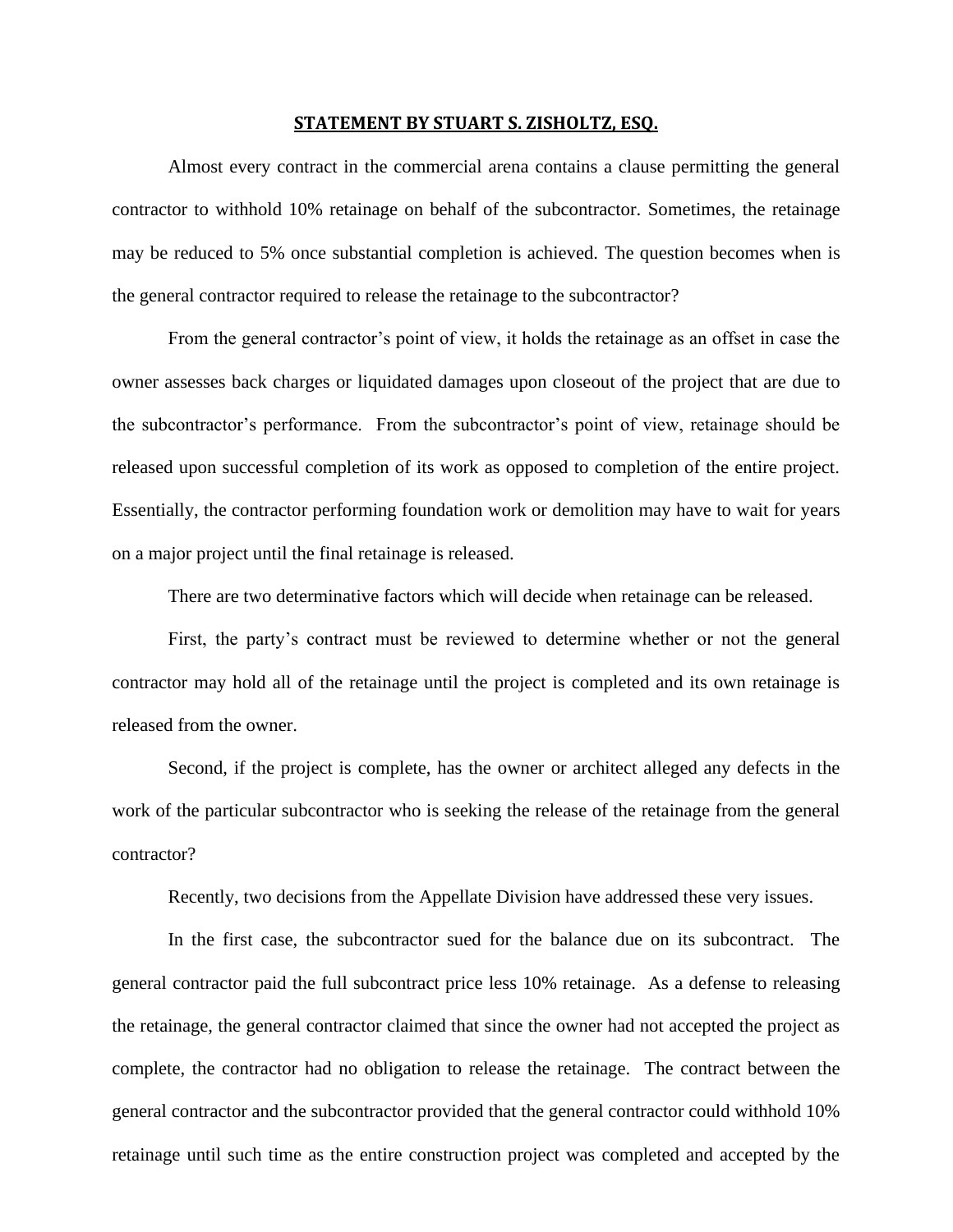**STATEMENT BY STUART S. ZISHOLTZ, ESQ.**

Almost every contract in the commercial arena contains a clause permitting the general contractor to withhold 10% retainage on behalf of the subcontractor. Sometimes, the retainage may be reduced to 5% once substantial completion is achieved. The question becomes when is the general contractor required to release the retainage to the subcontractor?

From the general contractor's point of view, it holds the retainage as an offset in case the owner assesses back charges or liquidated damages upon closeout of the project that are due to the subcontractor's performance. From the subcontractor's point of view, retainage should be released upon successful completion of its work as opposed to completion of the entire project. Essentially, the contractor performing foundation work or demolition may have to wait for years on a major project until the final retainage is released.

There are two determinative factors which will decide when retainage can be released.

First, the party's contract must be reviewed to determine whether or not the general contractor may hold all of the retainage until the project is completed and its own retainage is released from the owner.

Second, if the project is complete, has the owner or architect alleged any defects in the work of the particular subcontractor who is seeking the release of the retainage from the general contractor?

Recently, two decisions from the Appellate Division have addressed these very issues.

In the first case, the subcontractor sued for the balance due on its subcontract. The general contractor paid the full subcontract price less 10% retainage. As a defense to releasing the retainage, the general contractor claimed that since the owner had not accepted the project as complete, the contractor had no obligation to release the retainage. The contract between the general contractor and the subcontractor provided that the general contractor could withhold 10% retainage until such time as the entire construction project was completed and accepted by the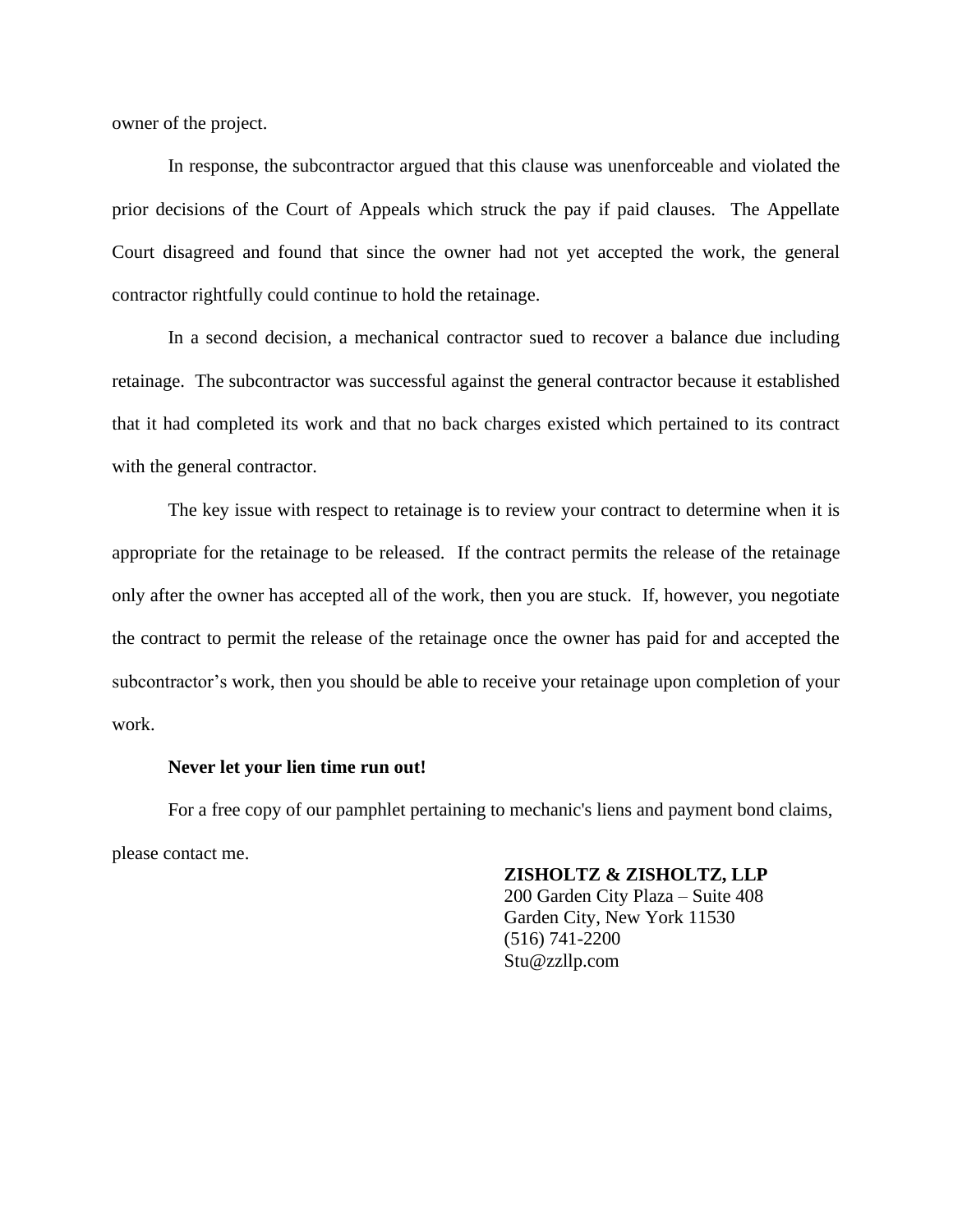owner of the project.

In response, the subcontractor argued that this clause was unenforceable and violated the prior decisions of the Court of Appeals which struck the pay if paid clauses. The Appellate Court disagreed and found that since the owner had not yet accepted the work, the general contractor rightfully could continue to hold the retainage.

In a second decision, a mechanical contractor sued to recover a balance due including retainage. The subcontractor was successful against the general contractor because it established that it had completed its work and that no back charges existed which pertained to its contract with the general contractor.

The key issue with respect to retainage is to review your contract to determine when it is appropriate for the retainage to be released. If the contract permits the release of the retainage only after the owner has accepted all of the work, then you are stuck. If, however, you negotiate the contract to permit the release of the retainage once the owner has paid for and accepted the subcontractor's work, then you should be able to receive your retainage upon completion of your work.

**Never let your lien time run out!**

For a free copy of our pamphlet pertaining to mechanic's liens and payment bond claims, please contact me.

**ZISHOLTZ & ZISHOLTZ, LLP**
200 Garden City Plaza – Suite 408
Garden City, New York 11530
(516) 741-2200
Stu@zzllp.com